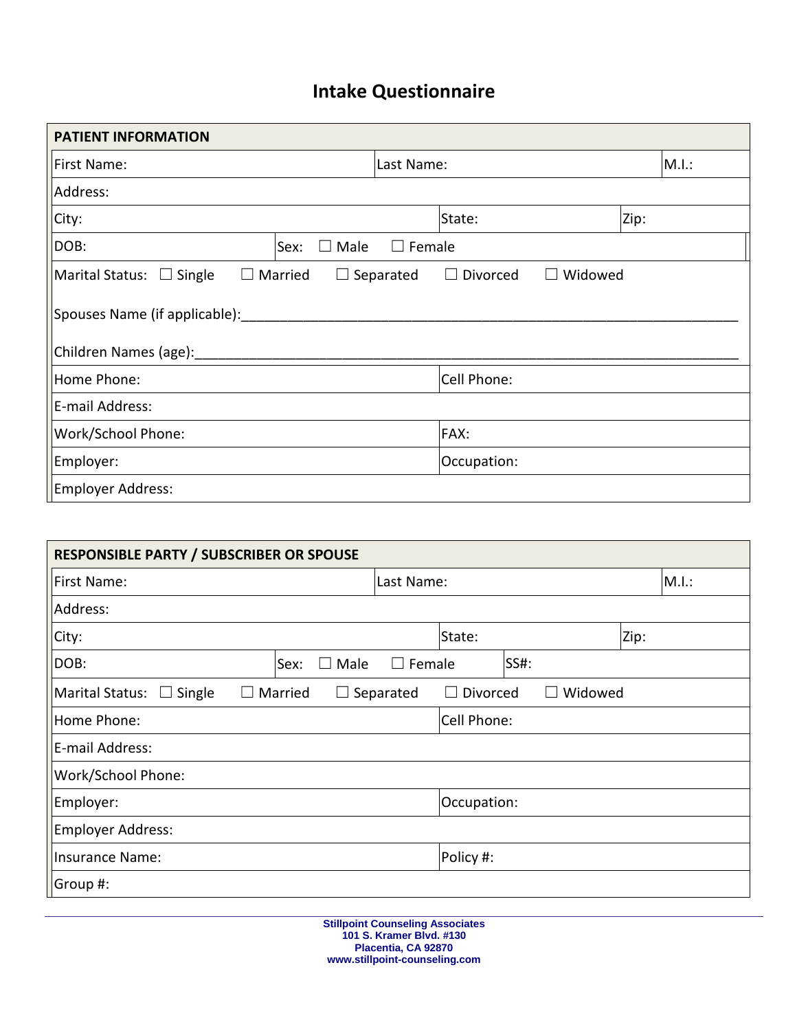# Intake Questionnaire

| PATIENT INFORMATION | | |
|---|---|---|
| First Name: | Last Name: | M.I.: |
| Address: | | |
| City: | State: | Zip: |
| DOB: | Sex: ☐ Male ☐ Female | |
| Marital Status: ☐ Single ☐ Married ☐ Separated ☐ Divorced ☐ Widowed<br><br>Spouses Name (if applicable):\_\_\_\_\_\_\_\_\_\_\_\_\_\_\_\_\_\_\_\_\_\_\_\_\_\_\_\_\_\_\_\_\_\_\_\_<br><br>Children Names (age):\_\_\_\_\_\_\_\_\_\_\_\_\_\_\_\_\_\_\_\_\_\_\_\_\_\_\_\_\_\_\_\_\_\_\_\_\_\_\_\_ | | |
| Home Phone: | Cell Phone: | |
| E-mail Address: | | |
| Work/School Phone: | FAX: | |
| Employer: | Occupation: | |
| Employer Address: | | |

| RESPONSIBLE PARTY / SUBSCRIBER OR SPOUSE | | | |
|---|---|---|---|
| First Name: | Last Name: | | M.I.: |
| Address: | | | |
| City: | State: | | Zip: |
| DOB: | Sex: ☐ Male ☐ Female | SS#: | |
| Marital Status: ☐ Single ☐ Married ☐ Separated ☐ Divorced ☐ Widowed | | | |
| Home Phone: | Cell Phone: | | |
| E-mail Address: | | | |
| Work/School Phone: | | | |
| Employer: | Occupation: | | |
| Employer Address: | | | |
| Insurance Name: | Policy #: | | |
| Group #: | | | |

**Stillpoint Counseling Associates**
**101 S. Kramer Blvd. #130**
**Placentia, CA 92870**
**www.stillpoint-counseling.com**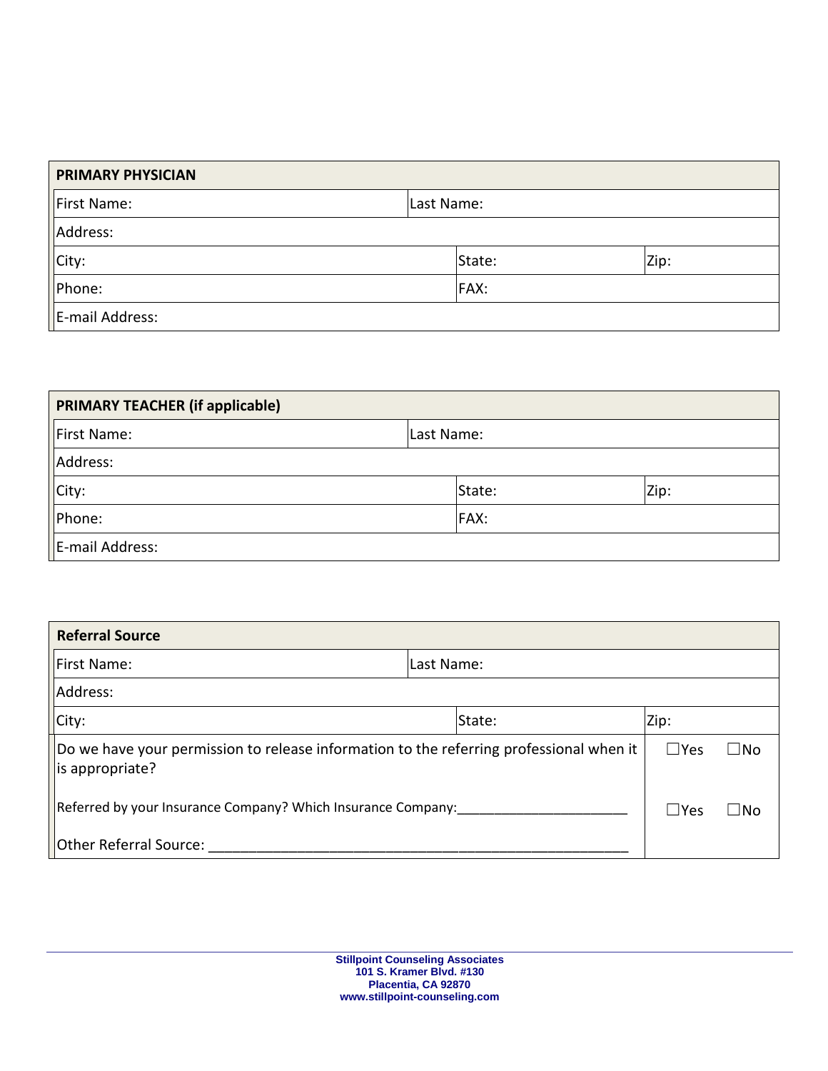| PRIMARY PHYSICIAN | | |
|---|---|---|
| First Name: | Last Name: | |
| Address: | | |
| City: | State: | Zip: |
| Phone: | FAX: | |
| E-mail Address: | | |

| PRIMARY TEACHER (if applicable) | | |
|---|---|---|
| First Name: | Last Name: | |
| Address: | | |
| City: | State: | Zip: |
| Phone: | FAX: | |
| E-mail Address: | | |

| Referral Source | | |
|---|---|---|
| First Name: | Last Name: | |
| Address: | | |
| City: | State: | Zip: |
| Do we have your permission to release information to the referring professional when it is appropriate? | | ☐Yes ☐No |
| Referred by your Insurance Company? Which Insurance Company:______________________ | | ☐Yes ☐No |
| Other Referral Source: ______________________________________________________ | | |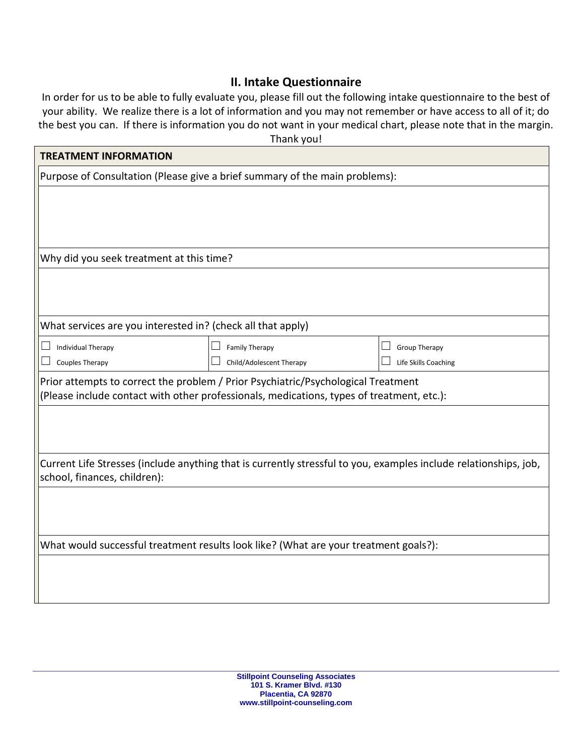## II. Intake Questionnaire

In order for us to be able to fully evaluate you, please fill out the following intake questionnaire to the best of your ability. We realize there is a lot of information and you may not remember or have access to all of it; do the best you can. If there is information you do not want in your medical chart, please note that in the margin. Thank you!

### TREATMENT INFORMATION

Purpose of Consultation (Please give a brief summary of the main problems):

Why did you seek treatment at this time?

What services are you interested in? (check all that apply)

| | | |
|---|---|---|
| ☐ Individual Therapy | ☐ Family Therapy | ☐ Group Therapy |
| ☐ Couples Therapy | ☐ Child/Adolescent Therapy | ☐ Life Skills Coaching |

Prior attempts to correct the problem / Prior Psychiatric/Psychological Treatment
(Please include contact with other professionals, medications, types of treatment, etc.):

Current Life Stresses (include anything that is currently stressful to you, examples include relationships, job, school, finances, children):

What would successful treatment results look like? (What are your treatment goals?):

**Stillpoint Counseling Associates**
**101 S. Kramer Blvd. #130**
**Placentia, CA 92870**
**www.stillpoint-counseling.com**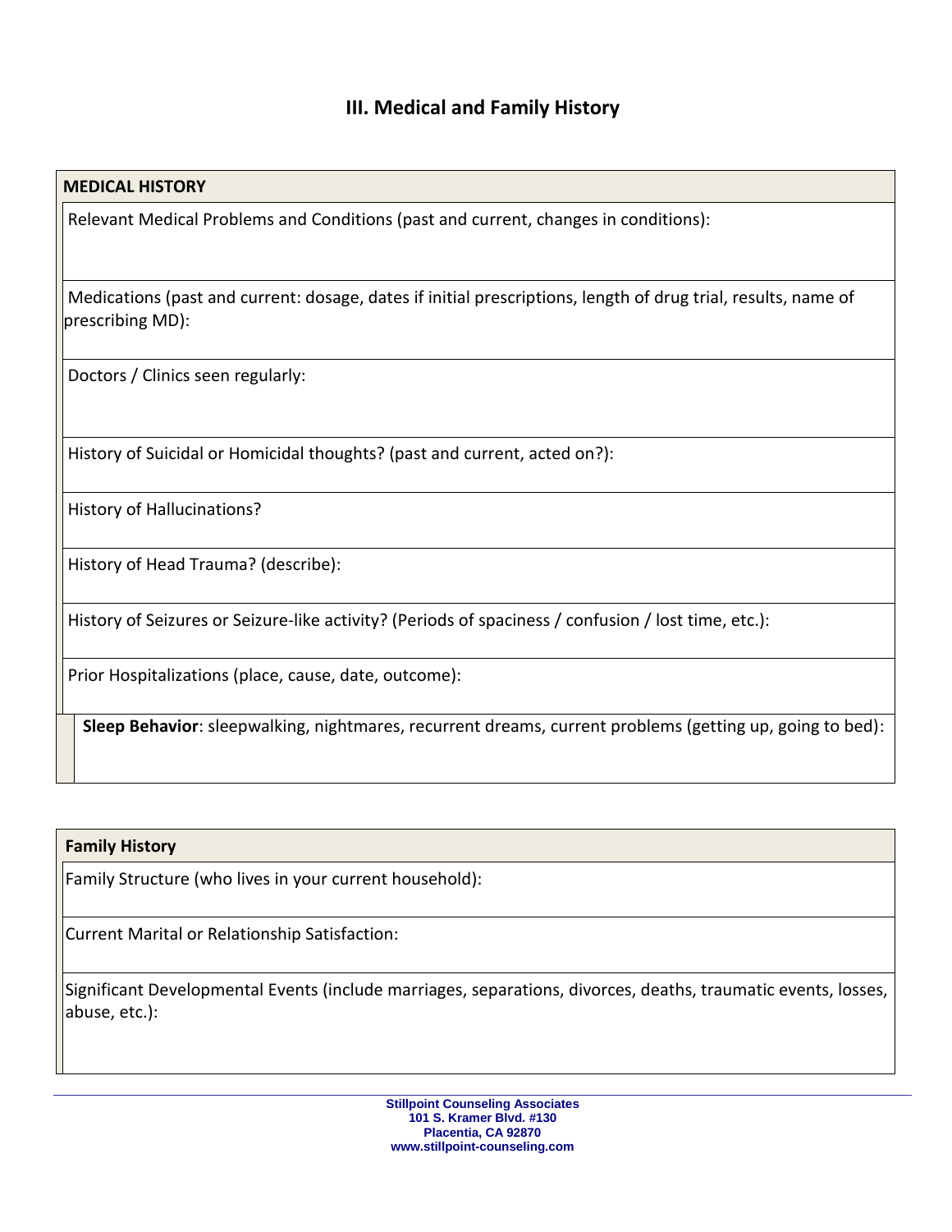# III. Medical and Family History

| MEDICAL HISTORY |
| --- |
| Relevant Medical Problems and Conditions (past and current, changes in conditions): |
| Medications (past and current: dosage, dates if initial prescriptions, length of drug trial, results, name of prescribing MD): |
| Doctors / Clinics seen regularly: |
| History of Suicidal or Homicidal thoughts? (past and current, acted on?): |
| History of Hallucinations? |
| History of Head Trauma? (describe): |
| History of Seizures or Seizure-like activity? (Periods of spaciness / confusion / lost time, etc.): |
| Prior Hospitalizations (place, cause, date, outcome): |
| **Sleep Behavior**: sleepwalking, nightmares, recurrent dreams, current problems (getting up, going to bed): |

| Family History |
| --- |
| Family Structure (who lives in your current household): |
| Current Marital or Relationship Satisfaction: |
| Significant Developmental Events (include marriages, separations, divorces, deaths, traumatic events, losses, abuse, etc.): |

**Stillpoint Counseling Associates**
**101 S. Kramer Blvd. #130**
**Placentia, CA 92870**
**www.stillpoint-counseling.com**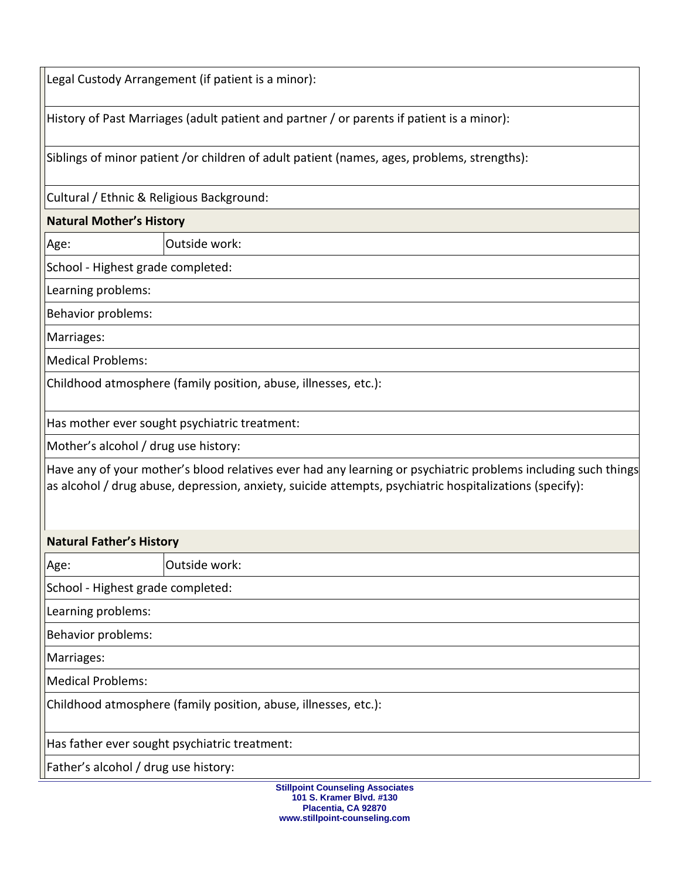Legal Custody Arrangement (if patient is a minor):

History of Past Marriages (adult patient and partner / or parents if patient is a minor):

Siblings of minor patient /or children of adult patient (names, ages, problems, strengths):

Cultural / Ethnic & Religious Background:

**Natural Mother's History**

| Age: | Outside work: |
| --- | --- |

School - Highest grade completed:

Learning problems:

Behavior problems:

Marriages:

Medical Problems:

Childhood atmosphere (family position, abuse, illnesses, etc.):

Has mother ever sought psychiatric treatment:

Mother's alcohol / drug use history:

Have any of your mother's blood relatives ever had any learning or psychiatric problems including such things as alcohol / drug abuse, depression, anxiety, suicide attempts, psychiatric hospitalizations (specify):

**Natural Father's History**

| Age: | Outside work: |
| --- | --- |

School - Highest grade completed:

Learning problems:

Behavior problems:

Marriages:

Medical Problems:

Childhood atmosphere (family position, abuse, illnesses, etc.):

Has father ever sought psychiatric treatment:

Father's alcohol / drug use history: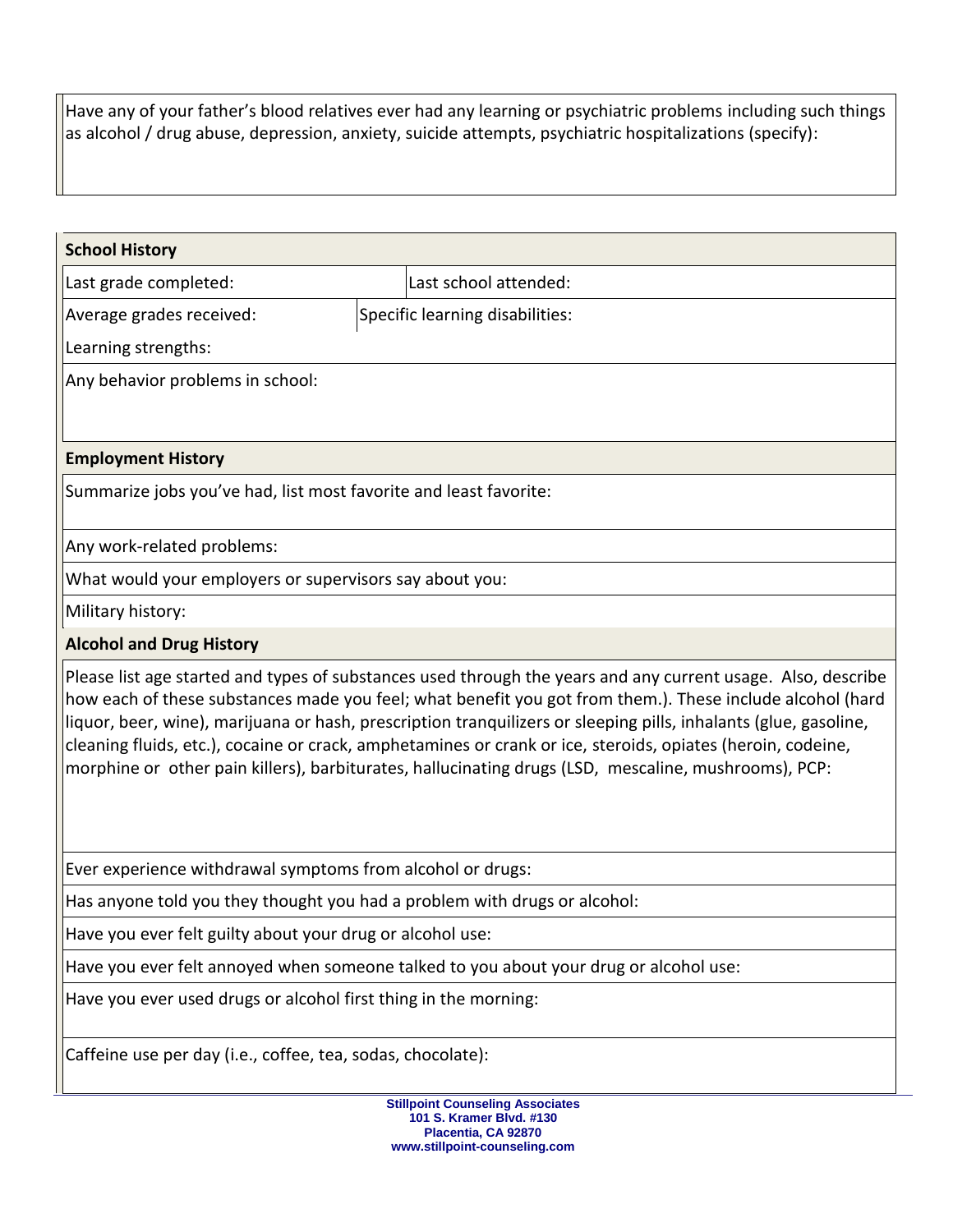Have any of your father's blood relatives ever had any learning or psychiatric problems including such things as alcohol / drug abuse, depression, anxiety, suicide attempts, psychiatric hospitalizations (specify):

## School History

Last grade completed:

Last school attended:

Average grades received:

Specific learning disabilities:

Learning strengths:

Any behavior problems in school:

## Employment History

Summarize jobs you've had, list most favorite and least favorite:

Any work-related problems:

What would your employers or supervisors say about you:

Military history:

## Alcohol and Drug History

Please list age started and types of substances used through the years and any current usage. Also, describe how each of these substances made you feel; what benefit you got from them.). These include alcohol (hard liquor, beer, wine), marijuana or hash, prescription tranquilizers or sleeping pills, inhalants (glue, gasoline, cleaning fluids, etc.), cocaine or crack, amphetamines or crank or ice, steroids, opiates (heroin, codeine, morphine or other pain killers), barbiturates, hallucinating drugs (LSD, mescaline, mushrooms), PCP:

Ever experience withdrawal symptoms from alcohol or drugs:

Has anyone told you they thought you had a problem with drugs or alcohol:

Have you ever felt guilty about your drug or alcohol use:

Have you ever felt annoyed when someone talked to you about your drug or alcohol use:

Have you ever used drugs or alcohol first thing in the morning:

Caffeine use per day (i.e., coffee, tea, sodas, chocolate):

**Stillpoint Counseling Associates**
**101 S. Kramer Blvd. #130**
**Placentia, CA 92870**
**www.stillpoint-counseling.com**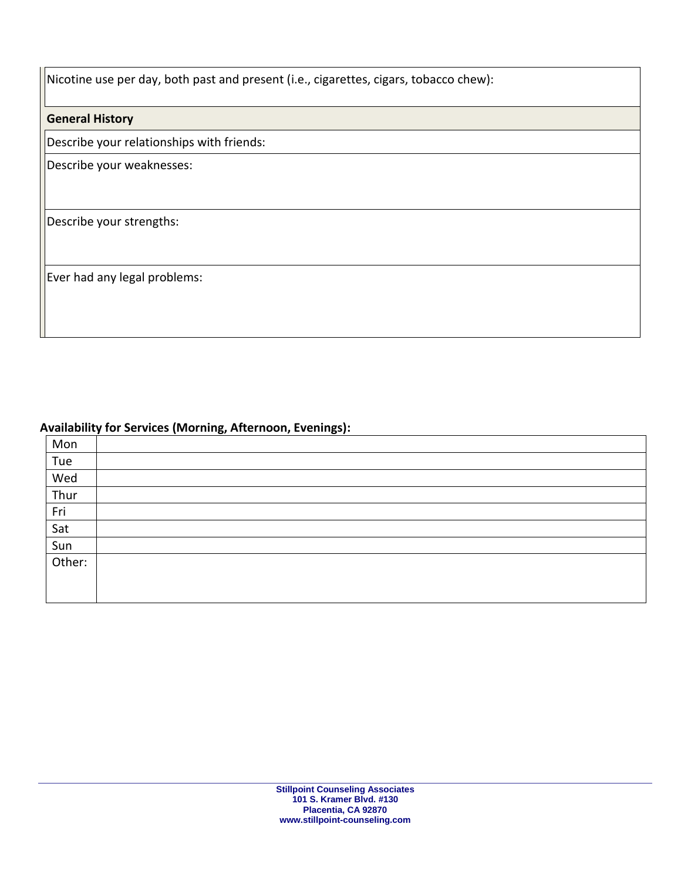Nicotine use per day, both past and present (i.e., cigarettes, cigars, tobacco chew):

**General History**

Describe your relationships with friends:

Describe your weaknesses:

Describe your strengths:

Ever had any legal problems:

**Availability for Services (Morning, Afternoon, Evenings):**

| | |
|---|---|
| Mon | |
| Tue | |
| Wed | |
| Thur | |
| Fri | |
| Sat | |
| Sun | |
| Other: | |

**Stillpoint Counseling Associates**
**101 S. Kramer Blvd. #130**
**Placentia, CA 92870**
**www.stillpoint-counseling.com**